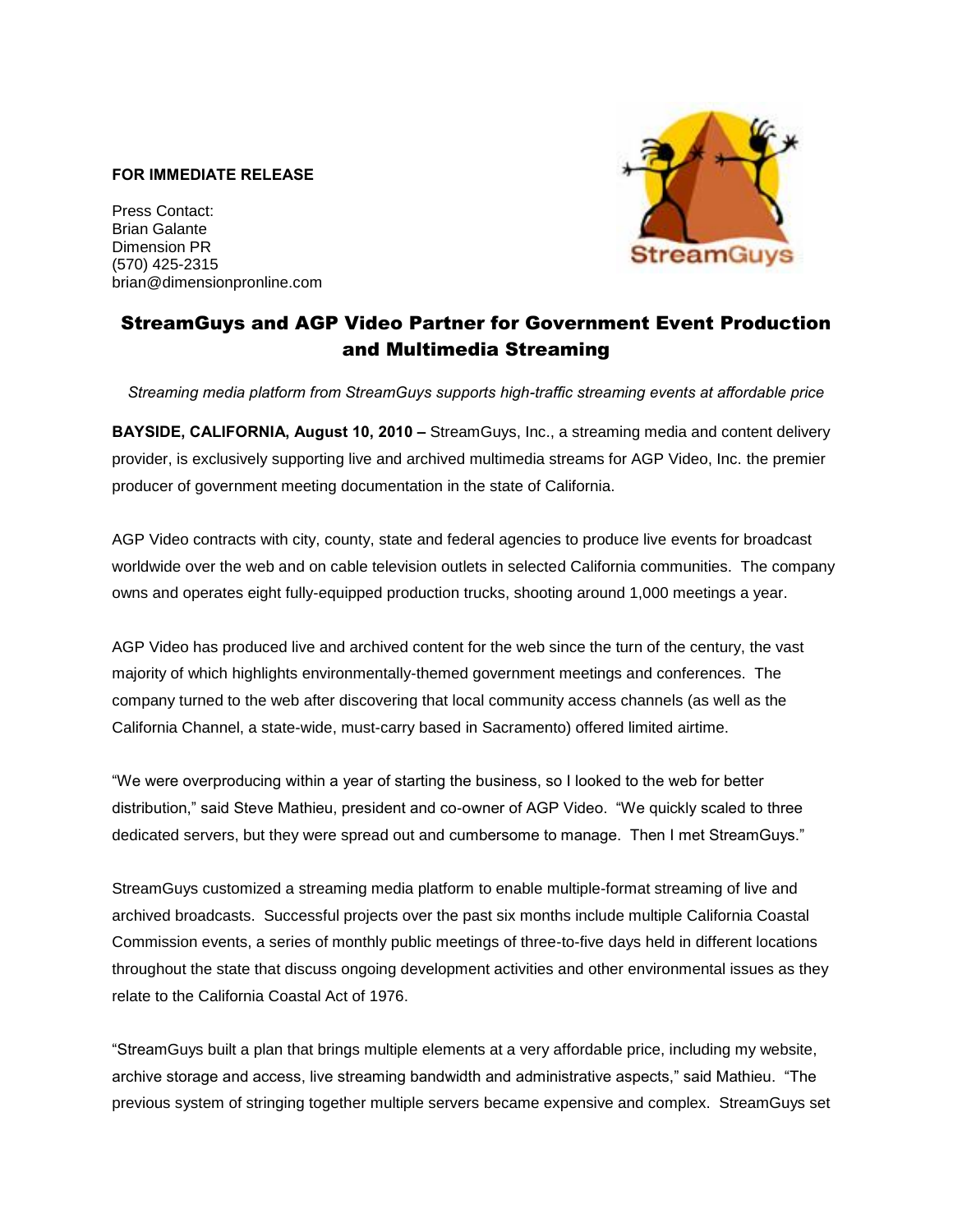**FOR IMMEDIATE RELEASE**

Press Contact:
Brian Galante
Dimension PR
(570) 425-2315
brian@dimensionpronline.com

# StreamGuys and AGP Video Partner for Government Event Production and Multimedia Streaming

*Streaming media platform from StreamGuys supports high-traffic streaming events at affordable price*

**BAYSIDE, CALIFORNIA, August 10, 2010 –** StreamGuys, Inc., a streaming media and content delivery provider, is exclusively supporting live and archived multimedia streams for AGP Video, Inc. the premier producer of government meeting documentation in the state of California.

AGP Video contracts with city, county, state and federal agencies to produce live events for broadcast worldwide over the web and on cable television outlets in selected California communities. The company owns and operates eight fully-equipped production trucks, shooting around 1,000 meetings a year.

AGP Video has produced live and archived content for the web since the turn of the century, the vast majority of which highlights environmentally-themed government meetings and conferences. The company turned to the web after discovering that local community access channels (as well as the California Channel, a state-wide, must-carry based in Sacramento) offered limited airtime.

"We were overproducing within a year of starting the business, so I looked to the web for better distribution," said Steve Mathieu, president and co-owner of AGP Video. "We quickly scaled to three dedicated servers, but they were spread out and cumbersome to manage. Then I met StreamGuys."

StreamGuys customized a streaming media platform to enable multiple-format streaming of live and archived broadcasts. Successful projects over the past six months include multiple California Coastal Commission events, a series of monthly public meetings of three-to-five days held in different locations throughout the state that discuss ongoing development activities and other environmental issues as they relate to the California Coastal Act of 1976.

"StreamGuys built a plan that brings multiple elements at a very affordable price, including my website, archive storage and access, live streaming bandwidth and administrative aspects," said Mathieu. "The previous system of stringing together multiple servers became expensive and complex. StreamGuys set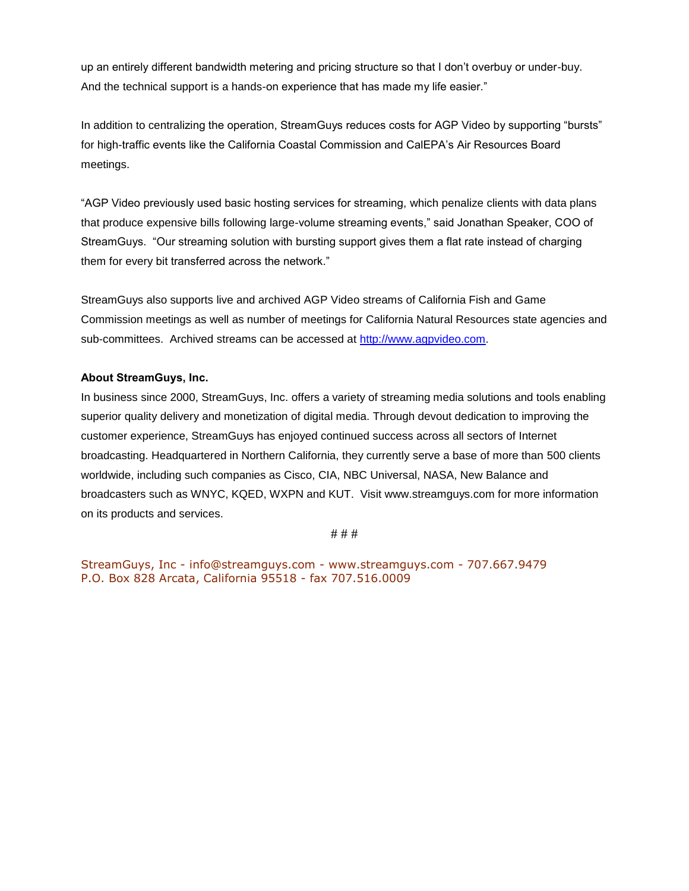up an entirely different bandwidth metering and pricing structure so that I don't overbuy or under-buy. And the technical support is a hands-on experience that has made my life easier."

In addition to centralizing the operation, StreamGuys reduces costs for AGP Video by supporting "bursts" for high-traffic events like the California Coastal Commission and CalEPA's Air Resources Board meetings.

"AGP Video previously used basic hosting services for streaming, which penalize clients with data plans that produce expensive bills following large-volume streaming events," said Jonathan Speaker, COO of StreamGuys. "Our streaming solution with bursting support gives them a flat rate instead of charging them for every bit transferred across the network."

StreamGuys also supports live and archived AGP Video streams of California Fish and Game Commission meetings as well as number of meetings for California Natural Resources state agencies and sub-committees. Archived streams can be accessed at [http://www.agpvideo.com](http://www.agpvideo.com).

**About StreamGuys, Inc.**

In business since 2000, StreamGuys, Inc. offers a variety of streaming media solutions and tools enabling superior quality delivery and monetization of digital media. Through devout dedication to improving the customer experience, StreamGuys has enjoyed continued success across all sectors of Internet broadcasting. Headquartered in Northern California, they currently serve a base of more than 500 clients worldwide, including such companies as Cisco, CIA, NBC Universal, NASA, New Balance and broadcasters such as WNYC, KQED, WXPN and KUT. Visit www.streamguys.com for more information on its products and services.

# # #

StreamGuys, Inc - info@streamguys.com - www.streamguys.com - 707.667.9479
P.O. Box 828 Arcata, California 95518 - fax 707.516.0009